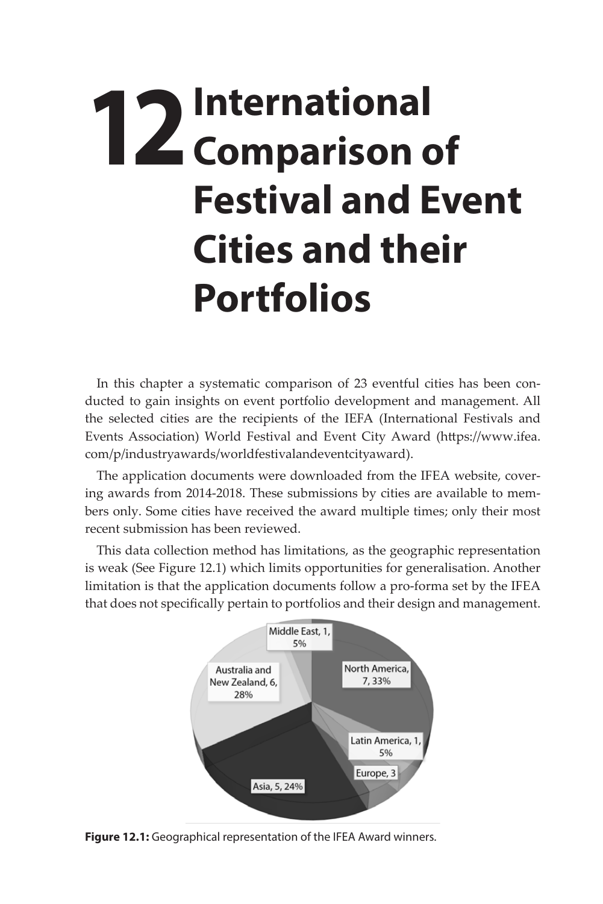# 12 International Comparison of Festival and Event Cities and their Portfolios

In this chapter a systematic comparison of 23 eventful cities has been conducted to gain insights on event portfolio development and management. All the selected cities are the recipients of the IEFA (International Festivals and Events Association) World Festival and Event City Award (https://www.ifea.com/p/industryawards/worldfestivalandeventcityaward).

The application documents were downloaded from the IFEA website, covering awards from 2014-2018. These submissions by cities are available to members only. Some cities have received the award multiple times; only their most recent submission has been reviewed.

This data collection method has limitations, as the geographic representation is weak (See Figure 12.1) which limits opportunities for generalisation. Another limitation is that the application documents follow a pro-forma set by the IFEA that does not specifically pertain to portfolios and their design and management.

| Region | Count | Percentage |
|---|---|---|
| North America | 7 | 33% |
| Latin America | 1 | 5% |
| Europe | 3 | |
| Asia | 5 | 24% |
| Australia and New Zealand | 6 | 28% |
| Middle East | 1 | 5% |

**Figure 12.1:** Geographical representation of the IFEA Award winners.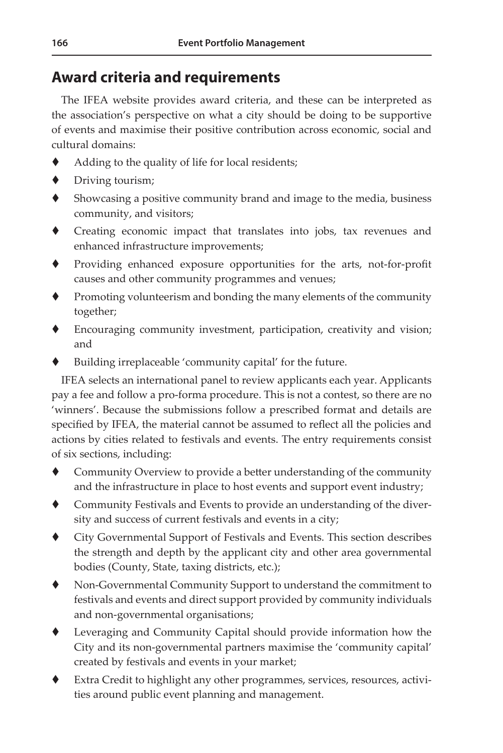## Award criteria and requirements

The IFEA website provides award criteria, and these can be interpreted as the association's perspective on what a city should be doing to be supportive of events and maximise their positive contribution across economic, social and cultural domains:

- Adding to the quality of life for local residents;
- Driving tourism;
- Showcasing a positive community brand and image to the media, business community, and visitors;
- Creating economic impact that translates into jobs, tax revenues and enhanced infrastructure improvements;
- Providing enhanced exposure opportunities for the arts, not-for-profit causes and other community programmes and venues;
- Promoting volunteerism and bonding the many elements of the community together;
- Encouraging community investment, participation, creativity and vision; and
- Building irreplaceable 'community capital' for the future.

IFEA selects an international panel to review applicants each year. Applicants pay a fee and follow a pro-forma procedure. This is not a contest, so there are no 'winners'. Because the submissions follow a prescribed format and details are specified by IFEA, the material cannot be assumed to reflect all the policies and actions by cities related to festivals and events. The entry requirements consist of six sections, including:

- Community Overview to provide a better understanding of the community and the infrastructure in place to host events and support event industry;
- Community Festivals and Events to provide an understanding of the diversity and success of current festivals and events in a city;
- City Governmental Support of Festivals and Events. This section describes the strength and depth by the applicant city and other area governmental bodies (County, State, taxing districts, etc.);
- Non-Governmental Community Support to understand the commitment to festivals and events and direct support provided by community individuals and non-governmental organisations;
- Leveraging and Community Capital should provide information how the City and its non-governmental partners maximise the 'community capital' created by festivals and events in your market;
- Extra Credit to highlight any other programmes, services, resources, activities around public event planning and management.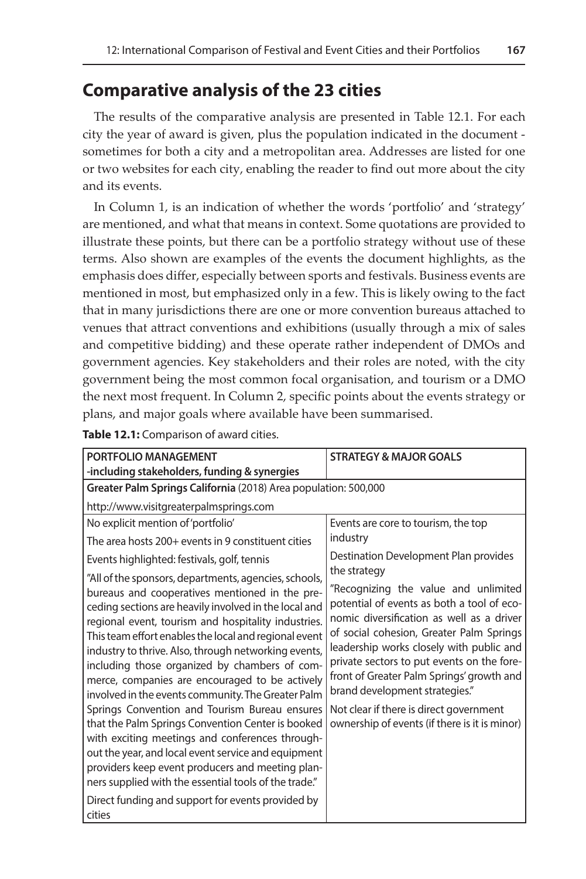## Comparative analysis of the 23 cities

The results of the comparative analysis are presented in Table 12.1. For each city the year of award is given, plus the population indicated in the document - sometimes for both a city and a metropolitan area. Addresses are listed for one or two websites for each city, enabling the reader to find out more about the city and its events.

In Column 1, is an indication of whether the words 'portfolio' and 'strategy' are mentioned, and what that means in context. Some quotations are provided to illustrate these points, but there can be a portfolio strategy without use of these terms. Also shown are examples of the events the document highlights, as the emphasis does differ, especially between sports and festivals. Business events are mentioned in most, but emphasized only in a few. This is likely owing to the fact that in many jurisdictions there are one or more convention bureaus attached to venues that attract conventions and exhibitions (usually through a mix of sales and competitive bidding) and these operate rather independent of DMOs and government agencies. Key stakeholders and their roles are noted, with the city government being the most common focal organisation, and tourism or a DMO the next most frequent. In Column 2, specific points about the events strategy or plans, and major goals where available have been summarised.

**Table 12.1:** Comparison of award cities.

| PORTFOLIO MANAGEMENT -including stakeholders, funding & synergies | STRATEGY & MAJOR GOALS |
|---|---|
| **Greater Palm Springs California** (2018) Area population: 500,000 | |
| http://www.visitgreaterpalmsprings.com | |
| No explicit mention of 'portfolio'<br>The area hosts 200+ events in 9 constituent cities<br>Events highlighted: festivals, golf, tennis<br>"All of the sponsors, departments, agencies, schools, bureaus and cooperatives mentioned in the preceding sections are heavily involved in the local and regional event, tourism and hospitality industries. This team effort enables the local and regional event industry to thrive. Also, through networking events, including those organized by chambers of commerce, companies are encouraged to be actively involved in the events community. The Greater Palm Springs Convention and Tourism Bureau ensures that the Palm Springs Convention Center is booked with exciting meetings and conferences throughout the year, and local event service and equipment providers keep event producers and meeting planners supplied with the essential tools of the trade."<br>Direct funding and support for events provided by cities | Events are core to tourism, the top industry<br>Destination Development Plan provides the strategy<br>"Recognizing the value and unlimited potential of events as both a tool of economic diversification as well as a driver of social cohesion, Greater Palm Springs leadership works closely with public and private sectors to put events on the forefront of Greater Palm Springs' growth and brand development strategies."<br>Not clear if there is direct government ownership of events (if there is it is minor) |